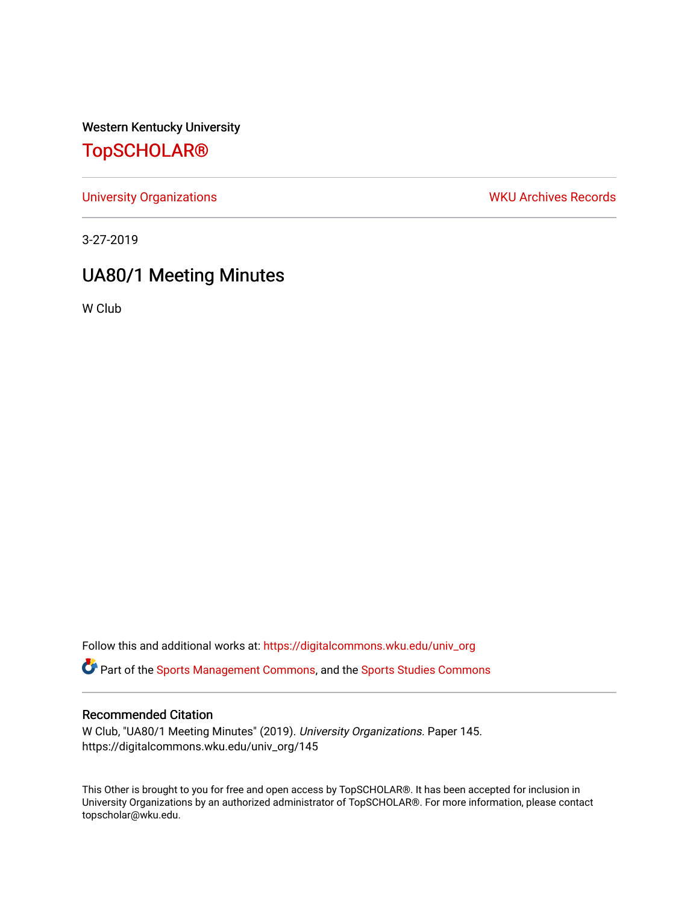Western Kentucky University

# TopSCHOLAR®

University Organizations | WKU Archives Records

3-27-2019

## UA80/1 Meeting Minutes

W Club

Follow this and additional works at: https://digitalcommons.wku.edu/univ_org

Part of the Sports Management Commons, and the Sports Studies Commons

### Recommended Citation

W Club, "UA80/1 Meeting Minutes" (2019). *University Organizations.* Paper 145.
https://digitalcommons.wku.edu/univ_org/145

This Other is brought to you for free and open access by TopSCHOLAR®. It has been accepted for inclusion in University Organizations by an authorized administrator of TopSCHOLAR®. For more information, please contact topscholar@wku.edu.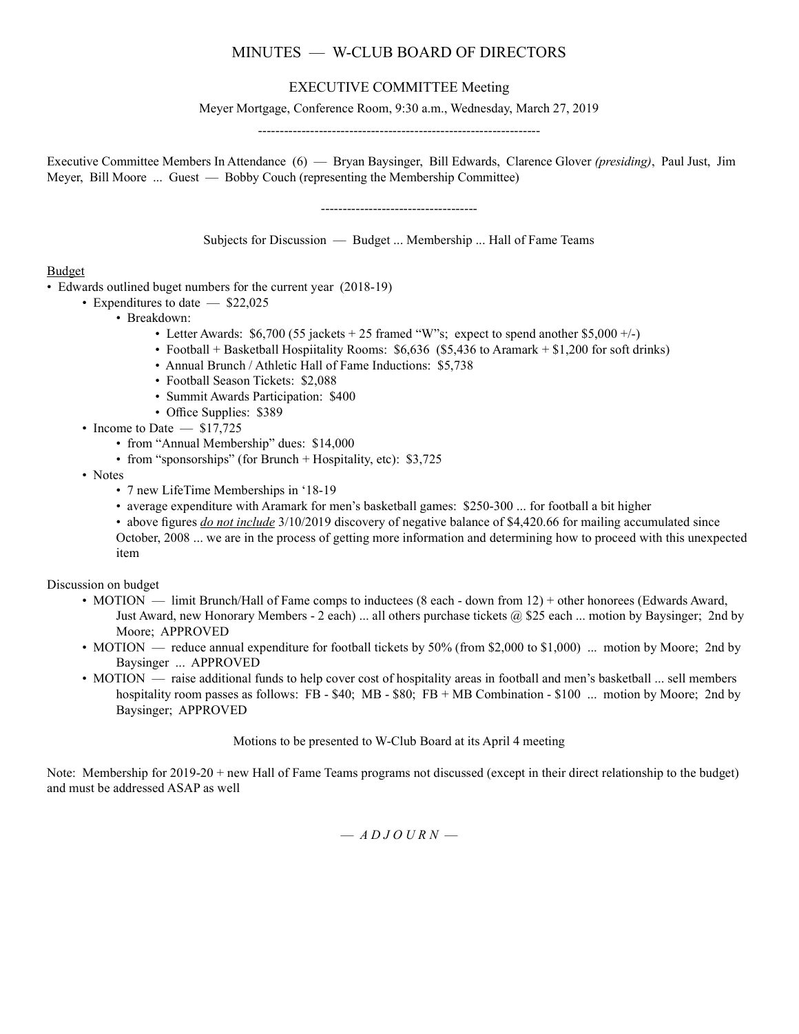# MINUTES — W-CLUB BOARD OF DIRECTORS

## EXECUTIVE COMMITTEE Meeting

Meyer Mortgage, Conference Room, 9:30 a.m., Wednesday, March 27, 2019

----------------------------------------------------------------

Executive Committee Members In Attendance (6) — Bryan Baysinger, Bill Edwards, Clarence Glover *(presiding)*, Paul Just, Jim Meyer, Bill Moore ... Guest — Bobby Couch (representing the Membership Committee)

------------------------------------

Subjects for Discussion — Budget ... Membership ... Hall of Fame Teams

Budget

- Edwards outlined buget numbers for the current year (2018-19)
  - Expenditures to date — $22,025
    - Breakdown:
      - Letter Awards: $6,700 (55 jackets + 25 framed "W"s; expect to spend another $5,000 +/-)
      - Football + Basketball Hospiitality Rooms: $6,636 ($5,436 to Aramark + $1,200 for soft drinks)
      - Annual Brunch / Athletic Hall of Fame Inductions: $5,738
      - Football Season Tickets: $2,088
      - Summit Awards Participation: $400
      - Office Supplies: $389
  - Income to Date — $17,725
    - from "Annual Membership" dues: $14,000
    - from "sponsorships" (for Brunch + Hospitality, etc): $3,725
  - Notes
    - 7 new LifeTime Memberships in '18-19
    - average expenditure with Aramark for men's basketball games: $250-300 ... for football a bit higher
    - above figures *do not include* 3/10/2019 discovery of negative balance of $4,420.66 for mailing accumulated since October, 2008 ... we are in the process of getting more information and determining how to proceed with this unexpected item

Discussion on budget

- MOTION — limit Brunch/Hall of Fame comps to inductees (8 each - down from 12) + other honorees (Edwards Award, Just Award, new Honorary Members - 2 each) ... all others purchase tickets @ $25 each ... motion by Baysinger; 2nd by Moore; APPROVED
- MOTION — reduce annual expenditure for football tickets by 50% (from $2,000 to $1,000) ... motion by Moore; 2nd by Baysinger ... APPROVED
- MOTION — raise additional funds to help cover cost of hospitality areas in football and men's basketball ... sell members hospitality room passes as follows: FB - $40; MB - $80; FB + MB Combination - $100 ... motion by Moore; 2nd by Baysinger; APPROVED

Motions to be presented to W-Club Board at its April 4 meeting

Note: Membership for 2019-20 + new Hall of Fame Teams programs not discussed (except in their direct relationship to the budget) and must be addressed ASAP as well

*— A D J O U R N —*